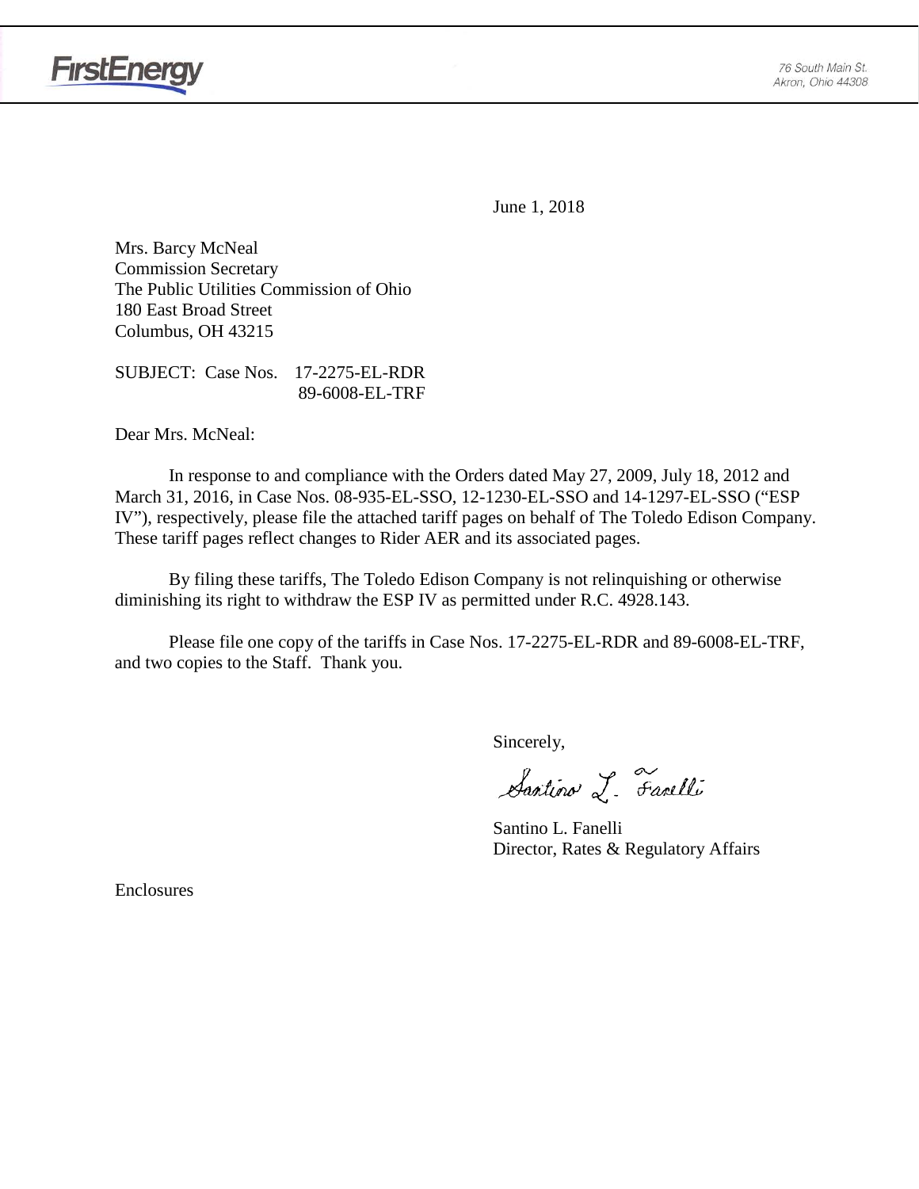FirstEnergy

76 South Main St.
Akron, Ohio 44308

June 1, 2018

Mrs. Barcy McNeal
Commission Secretary
The Public Utilities Commission of Ohio
180 East Broad Street
Columbus, OH 43215

SUBJECT: Case Nos. 17-2275-EL-RDR
89-6008-EL-TRF

Dear Mrs. McNeal:

In response to and compliance with the Orders dated May 27, 2009, July 18, 2012 and March 31, 2016, in Case Nos. 08-935-EL-SSO, 12-1230-EL-SSO and 14-1297-EL-SSO ("ESP IV"), respectively, please file the attached tariff pages on behalf of The Toledo Edison Company. These tariff pages reflect changes to Rider AER and its associated pages.

By filing these tariffs, The Toledo Edison Company is not relinquishing or otherwise diminishing its right to withdraw the ESP IV as permitted under R.C. 4928.143.

Please file one copy of the tariffs in Case Nos. 17-2275-EL-RDR and 89-6008-EL-TRF, and two copies to the Staff. Thank you.

Sincerely,

Santino L. Fanelli

Santino L. Fanelli
Director, Rates & Regulatory Affairs

Enclosures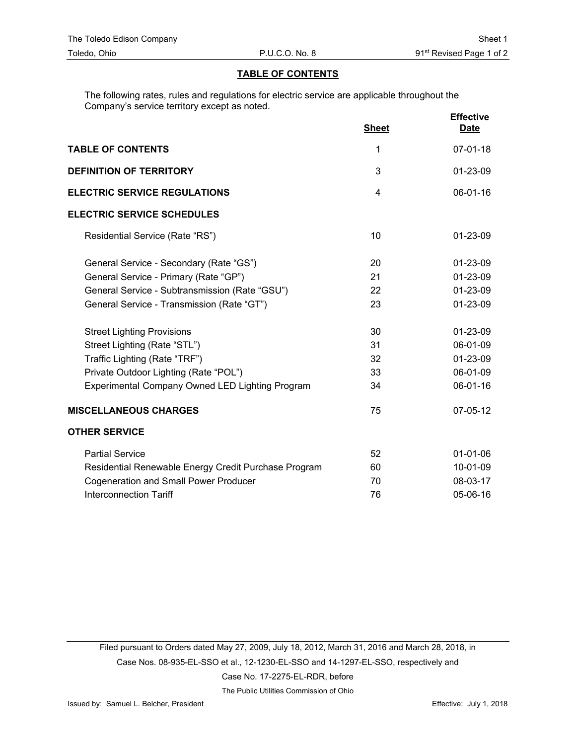## TABLE OF CONTENTS

The following rates, rules and regulations for electric service are applicable throughout the Company's service territory except as noted.

| | Sheet | Effective Date |
|---|---|---|
| **TABLE OF CONTENTS** | 1 | 07-01-18 |
| **DEFINITION OF TERRITORY** | 3 | 01-23-09 |
| **ELECTRIC SERVICE REGULATIONS** | 4 | 06-01-16 |
| **ELECTRIC SERVICE SCHEDULES** | | |
| Residential Service (Rate "RS") | 10 | 01-23-09 |
| General Service - Secondary (Rate "GS") | 20 | 01-23-09 |
| General Service - Primary (Rate "GP") | 21 | 01-23-09 |
| General Service - Subtransmission (Rate "GSU") | 22 | 01-23-09 |
| General Service - Transmission (Rate "GT") | 23 | 01-23-09 |
| Street Lighting Provisions | 30 | 01-23-09 |
| Street Lighting (Rate "STL") | 31 | 06-01-09 |
| Traffic Lighting (Rate "TRF") | 32 | 01-23-09 |
| Private Outdoor Lighting (Rate "POL") | 33 | 06-01-09 |
| Experimental Company Owned LED Lighting Program | 34 | 06-01-16 |
| **MISCELLANEOUS CHARGES** | 75 | 07-05-12 |
| **OTHER SERVICE** | | |
| Partial Service | 52 | 01-01-06 |
| Residential Renewable Energy Credit Purchase Program | 60 | 10-01-09 |
| Cogeneration and Small Power Producer | 70 | 08-03-17 |
| Interconnection Tariff | 76 | 05-06-16 |

Filed pursuant to Orders dated May 27, 2009, July 18, 2012, March 31, 2016 and March 28, 2018, in Case Nos. 08-935-EL-SSO et al., 12-1230-EL-SSO and 14-1297-EL-SSO, respectively and Case No. 17-2275-EL-RDR, before The Public Utilities Commission of Ohio

Issued by: Samuel L. Belcher, President

Effective: July 1, 2018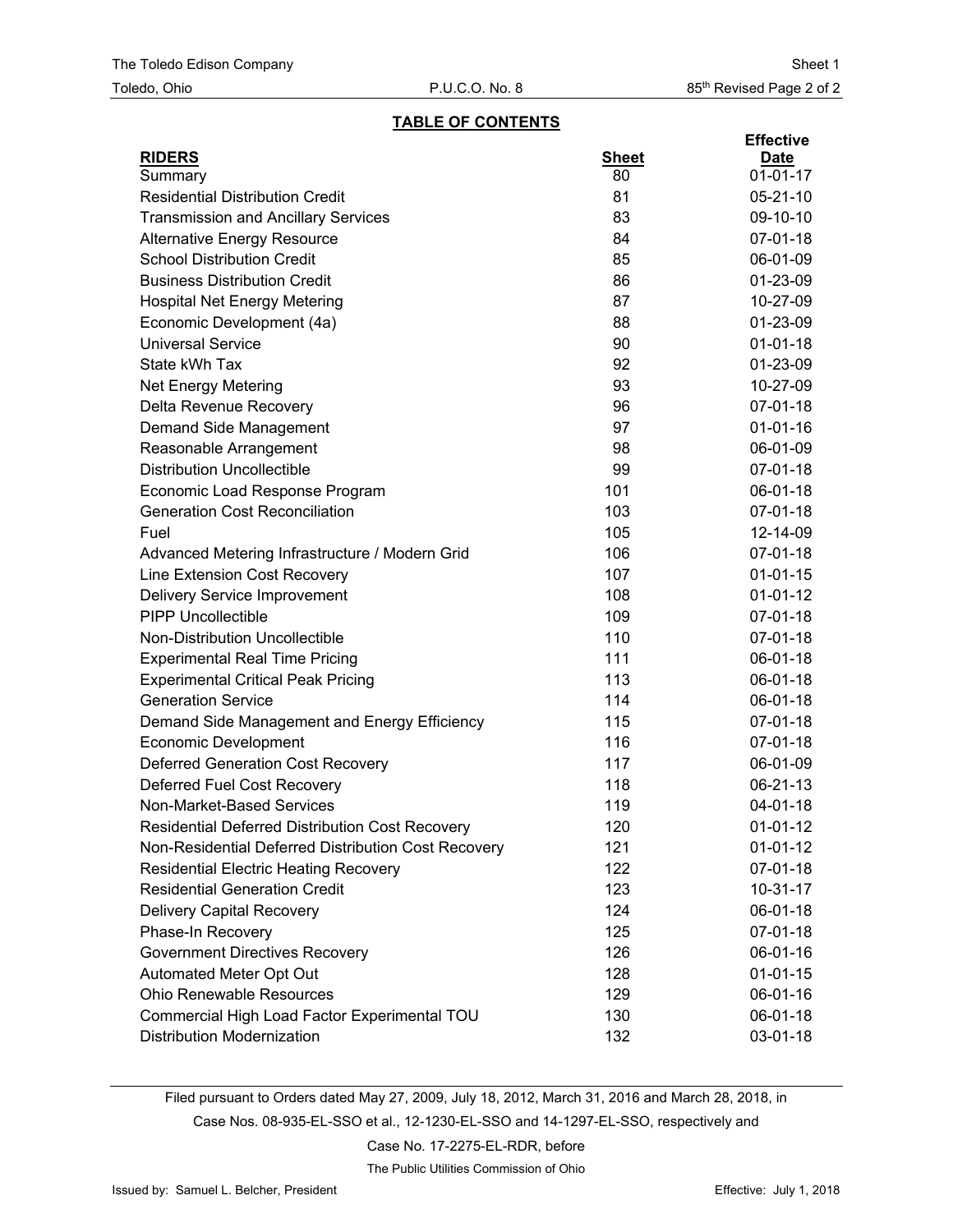## TABLE OF CONTENTS

| RIDERS | Sheet | Effective Date |
|---|---|---|
| Summary | 80 | 01-01-17 |
| Residential Distribution Credit | 81 | 05-21-10 |
| Transmission and Ancillary Services | 83 | 09-10-10 |
| Alternative Energy Resource | 84 | 07-01-18 |
| School Distribution Credit | 85 | 06-01-09 |
| Business Distribution Credit | 86 | 01-23-09 |
| Hospital Net Energy Metering | 87 | 10-27-09 |
| Economic Development (4a) | 88 | 01-23-09 |
| Universal Service | 90 | 01-01-18 |
| State kWh Tax | 92 | 01-23-09 |
| Net Energy Metering | 93 | 10-27-09 |
| Delta Revenue Recovery | 96 | 07-01-18 |
| Demand Side Management | 97 | 01-01-16 |
| Reasonable Arrangement | 98 | 06-01-09 |
| Distribution Uncollectible | 99 | 07-01-18 |
| Economic Load Response Program | 101 | 06-01-18 |
| Generation Cost Reconciliation | 103 | 07-01-18 |
| Fuel | 105 | 12-14-09 |
| Advanced Metering Infrastructure / Modern Grid | 106 | 07-01-18 |
| Line Extension Cost Recovery | 107 | 01-01-15 |
| Delivery Service Improvement | 108 | 01-01-12 |
| PIPP Uncollectible | 109 | 07-01-18 |
| Non-Distribution Uncollectible | 110 | 07-01-18 |
| Experimental Real Time Pricing | 111 | 06-01-18 |
| Experimental Critical Peak Pricing | 113 | 06-01-18 |
| Generation Service | 114 | 06-01-18 |
| Demand Side Management and Energy Efficiency | 115 | 07-01-18 |
| Economic Development | 116 | 07-01-18 |
| Deferred Generation Cost Recovery | 117 | 06-01-09 |
| Deferred Fuel Cost Recovery | 118 | 06-21-13 |
| Non-Market-Based Services | 119 | 04-01-18 |
| Residential Deferred Distribution Cost Recovery | 120 | 01-01-12 |
| Non-Residential Deferred Distribution Cost Recovery | 121 | 01-01-12 |
| Residential Electric Heating Recovery | 122 | 07-01-18 |
| Residential Generation Credit | 123 | 10-31-17 |
| Delivery Capital Recovery | 124 | 06-01-18 |
| Phase-In Recovery | 125 | 07-01-18 |
| Government Directives Recovery | 126 | 06-01-16 |
| Automated Meter Opt Out | 128 | 01-01-15 |
| Ohio Renewable Resources | 129 | 06-01-16 |
| Commercial High Load Factor Experimental TOU | 130 | 06-01-18 |
| Distribution Modernization | 132 | 03-01-18 |

Filed pursuant to Orders dated May 27, 2009, July 18, 2012, March 31, 2016 and March 28, 2018, in Case Nos. 08-935-EL-SSO et al., 12-1230-EL-SSO and 14-1297-EL-SSO, respectively and Case No. 17-2275-EL-RDR, before The Public Utilities Commission of Ohio

Issued by: Samuel L. Belcher, President

Effective: July 1, 2018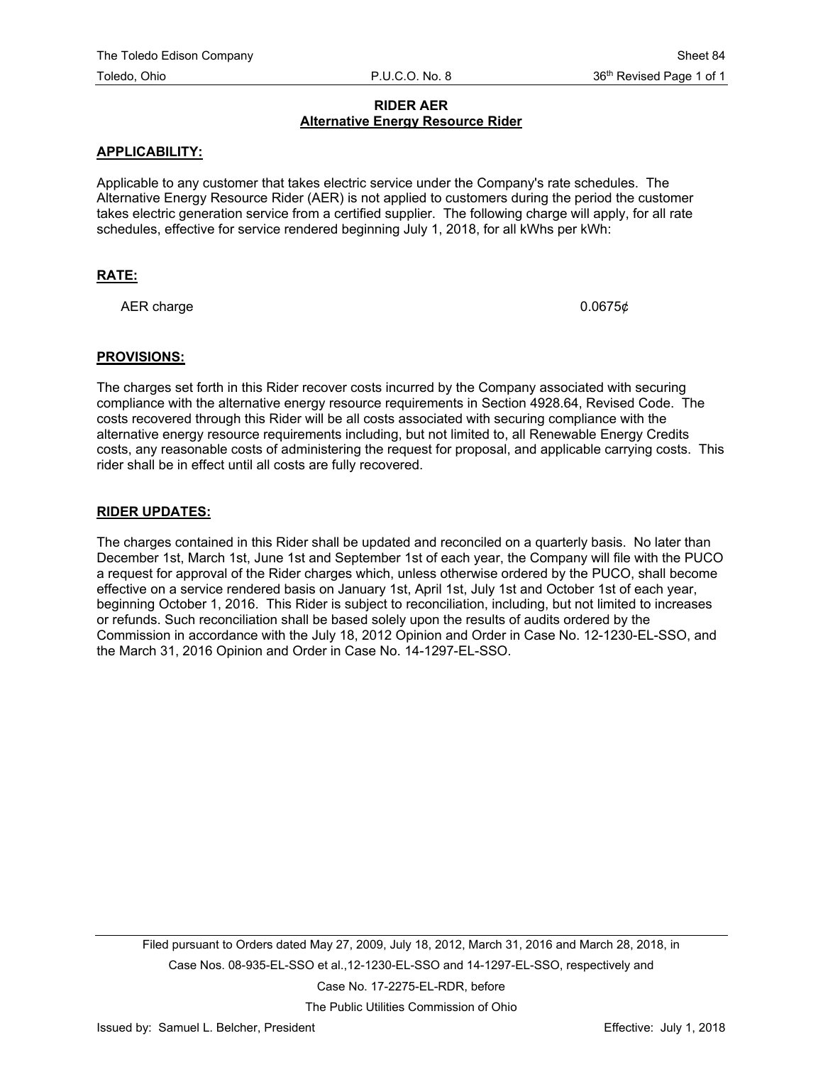**RIDER AER**
**Alternative Energy Resource Rider**

**APPLICABILITY:**

Applicable to any customer that takes electric service under the Company's rate schedules. The Alternative Energy Resource Rider (AER) is not applied to customers during the period the customer takes electric generation service from a certified supplier. The following charge will apply, for all rate schedules, effective for service rendered beginning July 1, 2018, for all kWhs per kWh:

**RATE:**

| | |
|---|---|
| AER charge | 0.0675¢ |

**PROVISIONS:**

The charges set forth in this Rider recover costs incurred by the Company associated with securing compliance with the alternative energy resource requirements in Section 4928.64, Revised Code. The costs recovered through this Rider will be all costs associated with securing compliance with the alternative energy resource requirements including, but not limited to, all Renewable Energy Credits costs, any reasonable costs of administering the request for proposal, and applicable carrying costs. This rider shall be in effect until all costs are fully recovered.

**RIDER UPDATES:**

The charges contained in this Rider shall be updated and reconciled on a quarterly basis. No later than December 1st, March 1st, June 1st and September 1st of each year, the Company will file with the PUCO a request for approval of the Rider charges which, unless otherwise ordered by the PUCO, shall become effective on a service rendered basis on January 1st, April 1st, July 1st and October 1st of each year, beginning October 1, 2016. This Rider is subject to reconciliation, including, but not limited to increases or refunds. Such reconciliation shall be based solely upon the results of audits ordered by the Commission in accordance with the July 18, 2012 Opinion and Order in Case No. 12-1230-EL-SSO, and the March 31, 2016 Opinion and Order in Case No. 14-1297-EL-SSO.

Filed pursuant to Orders dated May 27, 2009, July 18, 2012, March 31, 2016 and March 28, 2018, in Case Nos. 08-935-EL-SSO et al.,12-1230-EL-SSO and 14-1297-EL-SSO, respectively and Case No. 17-2275-EL-RDR, before The Public Utilities Commission of Ohio

Issued by: Samuel L. Belcher, President

Effective: July 1, 2018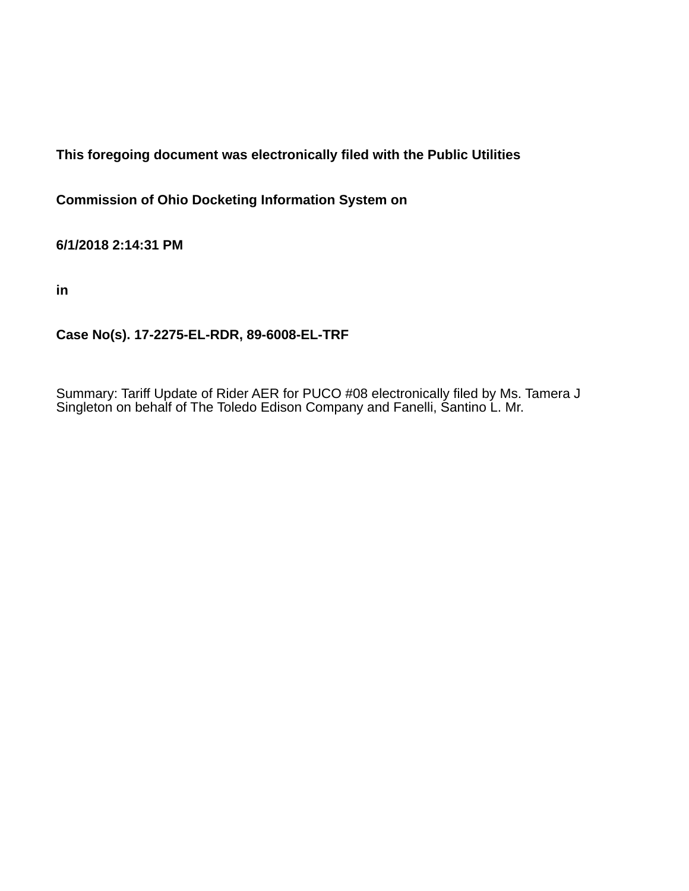**This foregoing document was electronically filed with the Public Utilities**

**Commission of Ohio Docketing Information System on**

**6/1/2018 2:14:31 PM**

**in**

**Case No(s). 17-2275-EL-RDR, 89-6008-EL-TRF**

Summary: Tariff Update of Rider AER for PUCO #08 electronically filed by Ms. Tamera J Singleton on behalf of The Toledo Edison Company and Fanelli, Santino L. Mr.